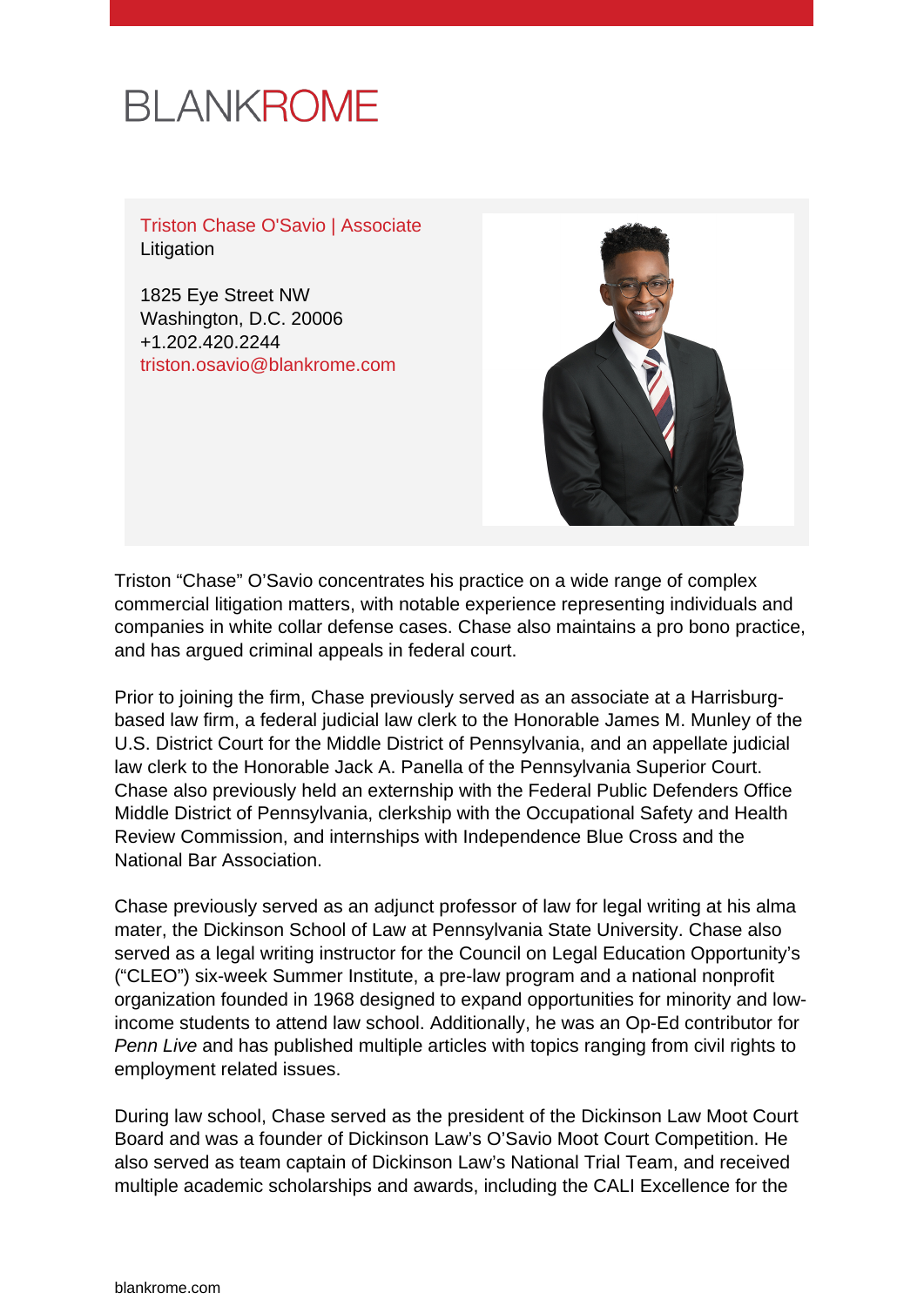BLANKROME

Triston Chase O'Savio | Associate
Litigation

1825 Eye Street NW
Washington, D.C. 20006
+1.202.420.2244
triston.osavio@blankrome.com

Triston “Chase” O’Savio concentrates his practice on a wide range of complex commercial litigation matters, with notable experience representing individuals and companies in white collar defense cases. Chase also maintains a pro bono practice, and has argued criminal appeals in federal court.

Prior to joining the firm, Chase previously served as an associate at a Harrisburg-based law firm, a federal judicial law clerk to the Honorable James M. Munley of the U.S. District Court for the Middle District of Pennsylvania, and an appellate judicial law clerk to the Honorable Jack A. Panella of the Pennsylvania Superior Court. Chase also previously held an externship with the Federal Public Defenders Office Middle District of Pennsylvania, clerkship with the Occupational Safety and Health Review Commission, and internships with Independence Blue Cross and the National Bar Association.

Chase previously served as an adjunct professor of law for legal writing at his alma mater, the Dickinson School of Law at Pennsylvania State University. Chase also served as a legal writing instructor for the Council on Legal Education Opportunity’s (“CLEO”) six-week Summer Institute, a pre-law program and a national nonprofit organization founded in 1968 designed to expand opportunities for minority and low-income students to attend law school. Additionally, he was an Op-Ed contributor for *Penn Live* and has published multiple articles with topics ranging from civil rights to employment related issues.

During law school, Chase served as the president of the Dickinson Law Moot Court Board and was a founder of Dickinson Law’s O’Savio Moot Court Competition. He also served as team captain of Dickinson Law’s National Trial Team, and received multiple academic scholarships and awards, including the CALI Excellence for the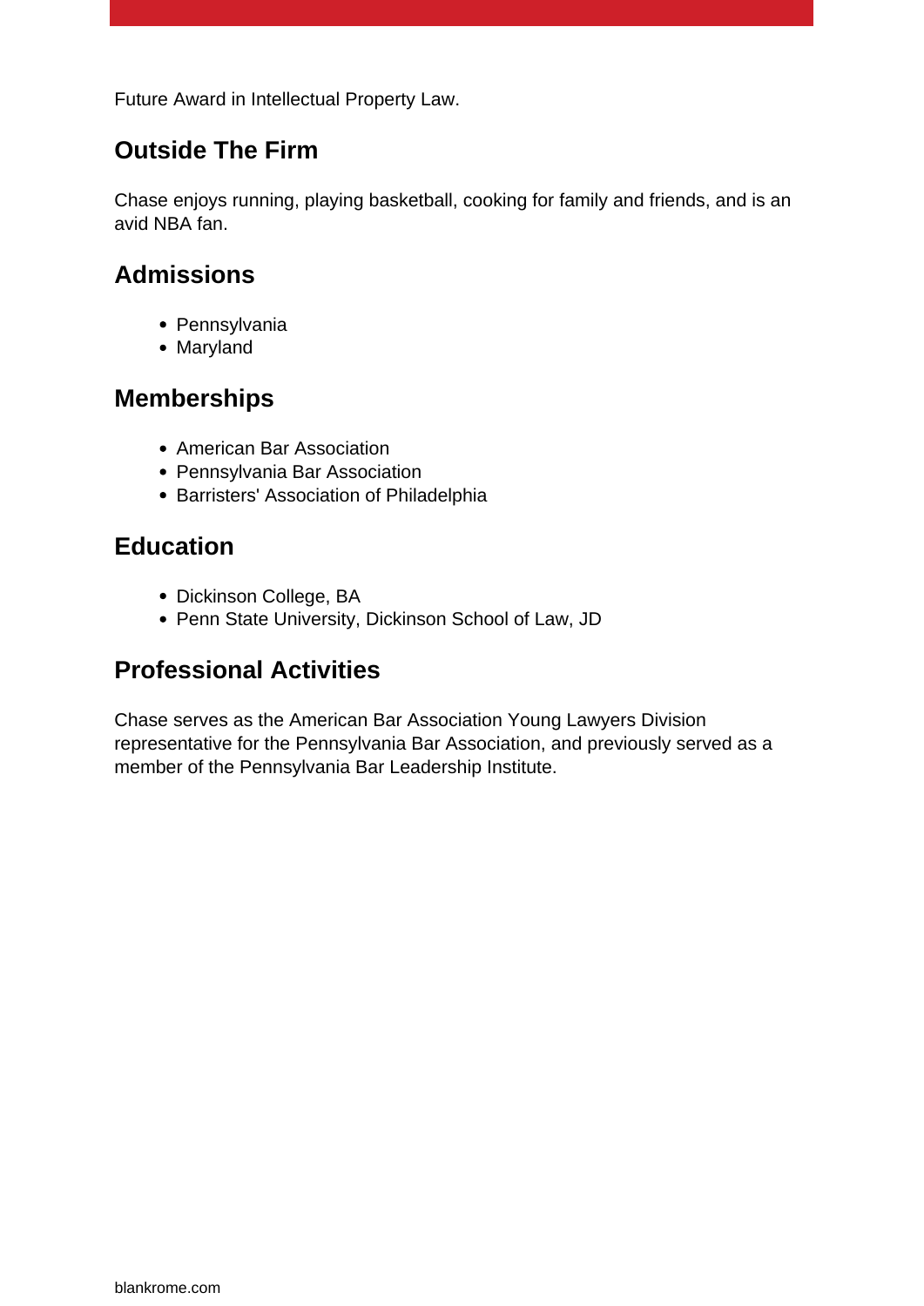Future Award in Intellectual Property Law.

## Outside The Firm

Chase enjoys running, playing basketball, cooking for family and friends, and is an avid NBA fan.

## Admissions

- Pennsylvania
- Maryland

## Memberships

- American Bar Association
- Pennsylvania Bar Association
- Barristers' Association of Philadelphia

## Education

- Dickinson College, BA
- Penn State University, Dickinson School of Law, JD

## Professional Activities

Chase serves as the American Bar Association Young Lawyers Division representative for the Pennsylvania Bar Association, and previously served as a member of the Pennsylvania Bar Leadership Institute.